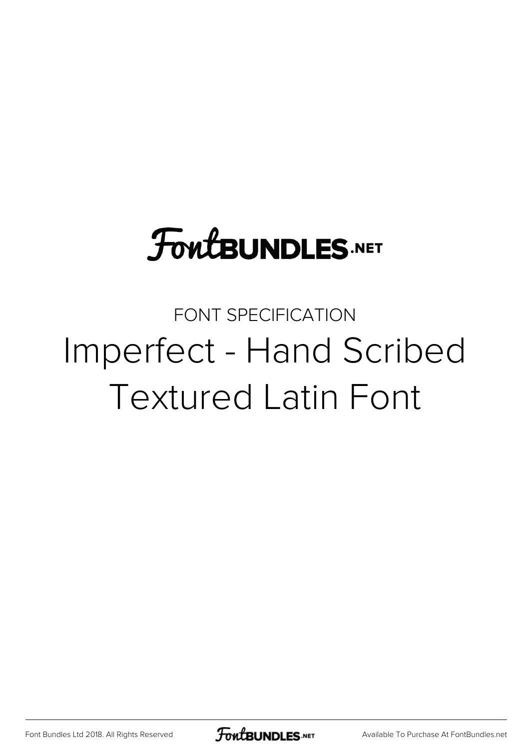FontBUNDLES.NET

FONT SPECIFICATION

# Imperfect - Hand Scribed Textured Latin Font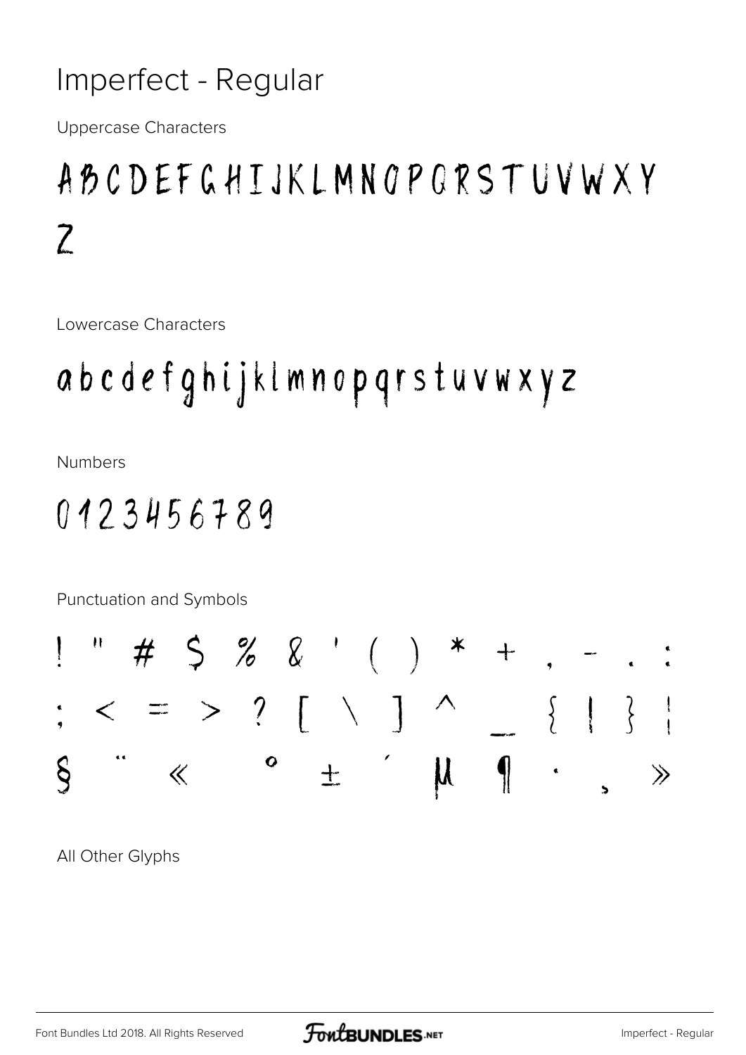# Imperfect - Regular

Uppercase Characters

ABCDEFGHIJKLMNOPQRSTUVWXY
Z

Lowercase Characters

abcdefghijklmnopqrstuvwxyz

Numbers

0123456789

Punctuation and Symbols

! " # $ % & ' ( ) * + , - . :
; < = > ? [ \ ] ^ _ { | } ¦
§ ¨ « ° ± ´ µ ¶ · ¸ »

All Other Glyphs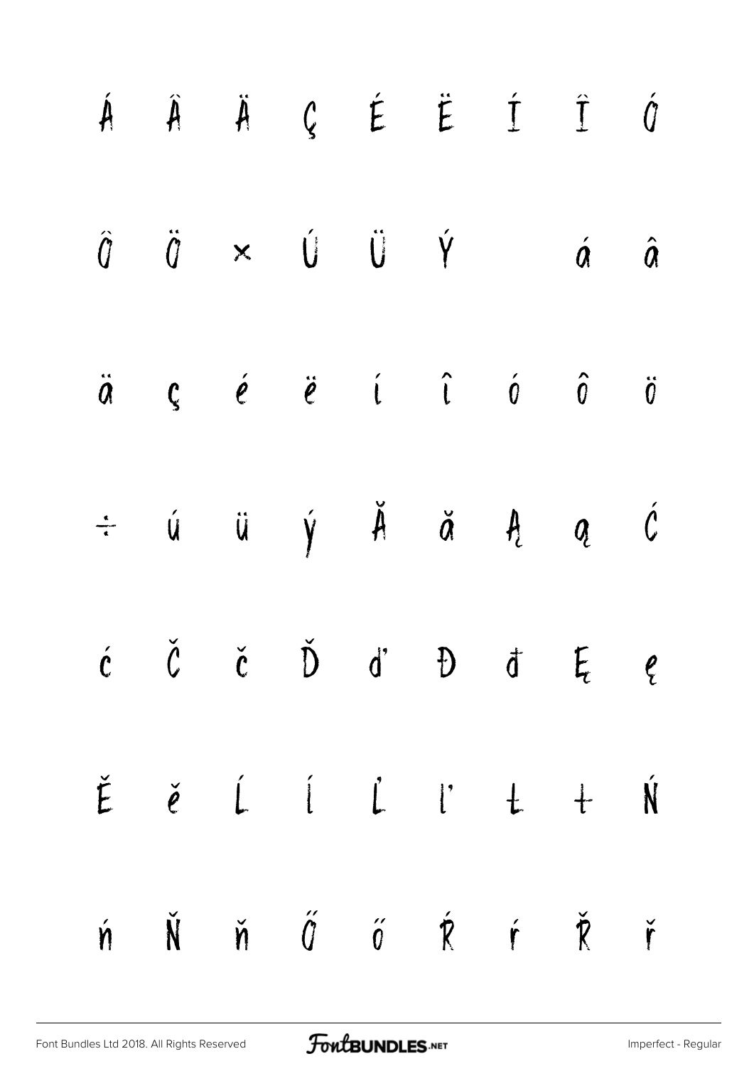Á Â Ä Ç É Ë Í Î Ó

Ô Ö × Ú Ü Ý á â

ä ç é ë í î ó ô ö

÷ ú ü ý Ă ă Ą ą Ć

ć Č č Ď ď Đ đ Ę ę

Ě ě Ĺ ĺ Ľ ľ Ł ł Ń

ń Ň ň Ő ő Ŕ ŕ Ř ř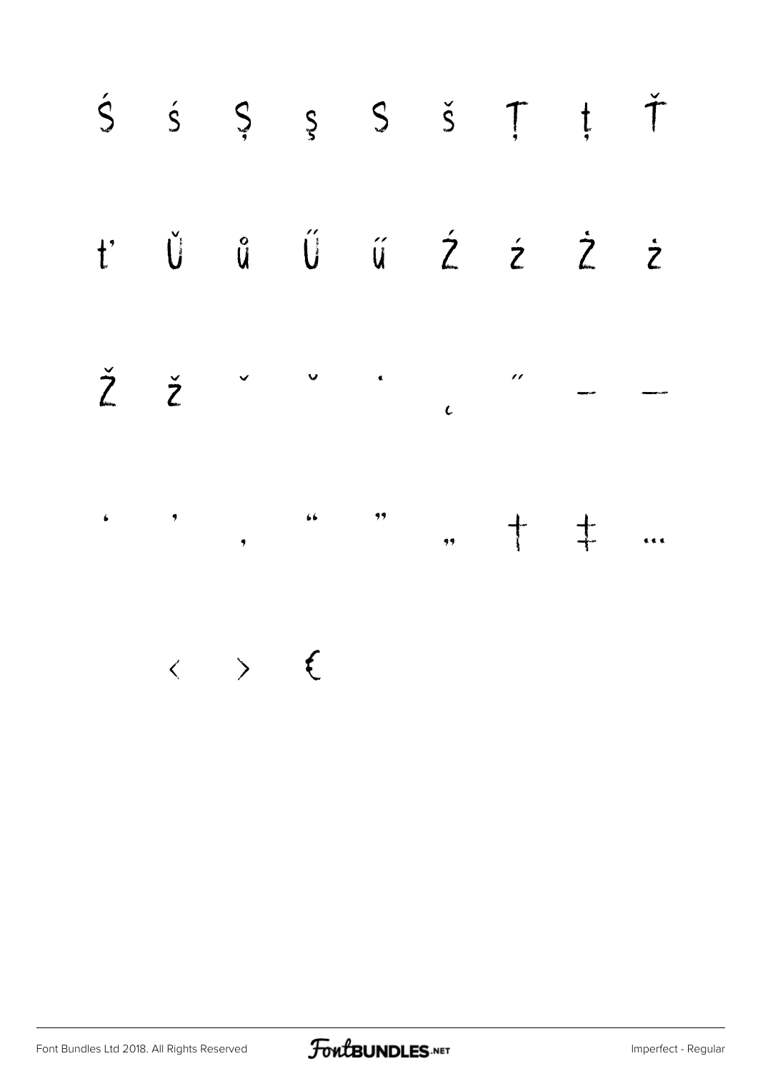Ś ś Ş ş Ș š Ţ ţ Ť

ť Ů ů Ű ű Ź ź Ż ż

Ž ž ˇ ˘ ˙ ˛ ˝ – —

‘ ’ ‚ “ ” „ † ‡ …

‹ › €